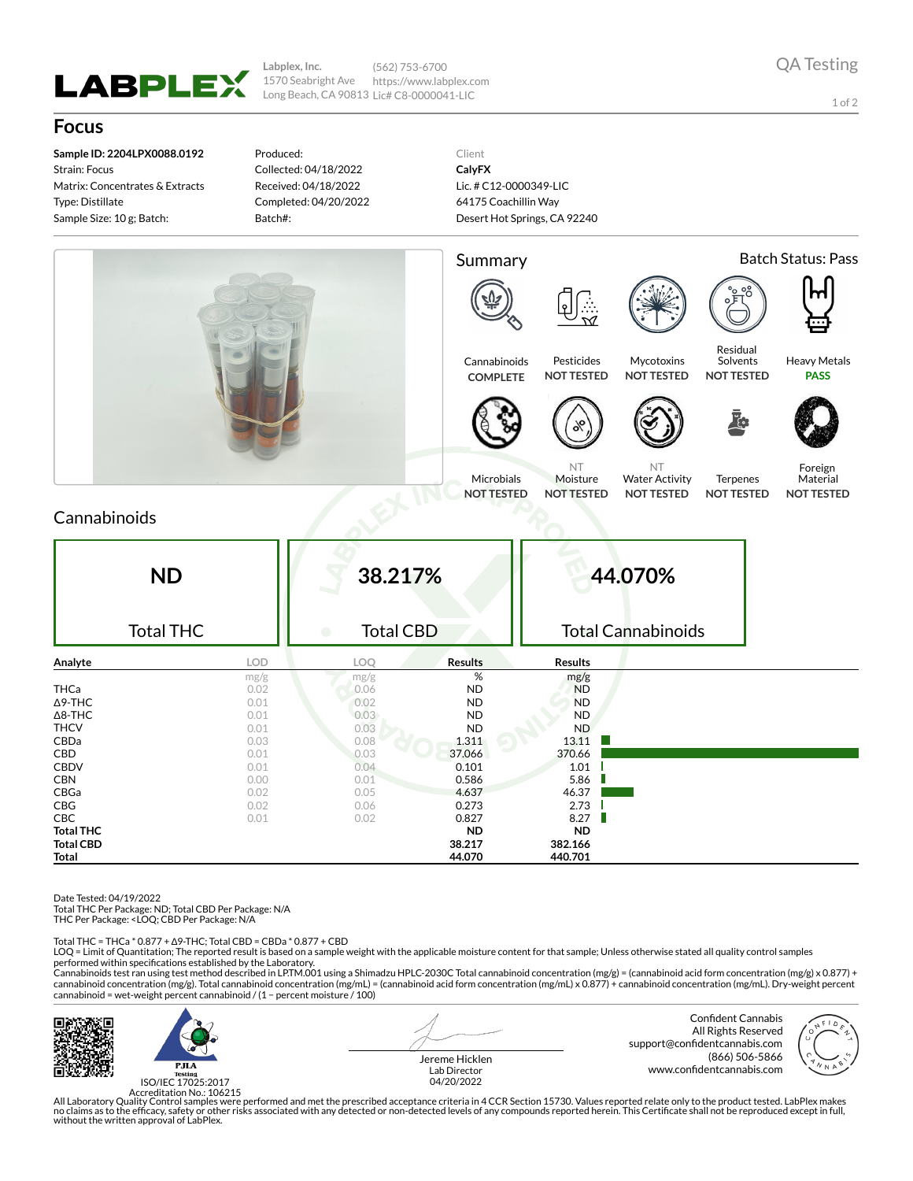**LABPLEX**

Labplex, Inc.
1570 Seabright Ave
Long Beach, CA 90813

(562) 753-6700
https://www.labplex.com
Lic# C8-0000041-LIC

QA Testing

# Focus

**Sample ID: 2204LPX0088.0192**
Strain: Focus
Matrix: Concentrates & Extracts
Type: Distillate
Sample Size: 10 g; Batch:

Produced:
Collected: 04/18/2022
Received: 04/18/2022
Completed: 04/20/2022
Batch#:

Client
**CalyFX**
Lic. # C12-0000349-LIC
64175 Coachillin Way
Desert Hot Springs, CA 92240

## Summary

Batch Status: Pass

| Test | Status |
|---|---|
| Cannabinoids | COMPLETE |
| Pesticides | NOT TESTED |
| Mycotoxins | NOT TESTED |
| Residual Solvents | NOT TESTED |
| Heavy Metals | PASS |
| Microbials | NOT TESTED |
| Moisture (NT) | NOT TESTED |
| Water Activity (NT) | NOT TESTED |
| Terpenes | NOT TESTED |
| Foreign Material | NOT TESTED |

## Cannabinoids

| ND | 38.217% | 44.070% |
|---|---|---|
| Total THC | Total CBD | Total Cannabinoids |

| Analyte | LOD | LOQ | Results | Results |
|---|---|---|---|---|
| | mg/g | mg/g | % | mg/g |
| THCa | 0.02 | 0.06 | ND | ND |
| Δ9-THC | 0.01 | 0.02 | ND | ND |
| Δ8-THC | 0.01 | 0.03 | ND | ND |
| THCV | 0.01 | 0.03 | ND | ND |
| CBDa | 0.03 | 0.08 | 1.311 | 13.11 |
| CBD | 0.01 | 0.03 | 37.066 | 370.66 |
| CBDV | 0.01 | 0.04 | 0.101 | 1.01 |
| CBN | 0.00 | 0.01 | 0.586 | 5.86 |
| CBGa | 0.02 | 0.05 | 4.637 | 46.37 |
| CBG | 0.02 | 0.06 | 0.273 | 2.73 |
| CBC | 0.01 | 0.02 | 0.827 | 8.27 |
| **Total THC** | | | ND | ND |
| **Total CBD** | | | 38.217 | 382.166 |
| **Total** | | | 44.070 | 440.701 |

Date Tested: 04/19/2022
Total THC Per Package: ND; Total CBD Per Package: N/A
THC Per Package: <LOQ; CBD Per Package: N/A

Total THC = THCa * 0.877 + Δ9-THC; Total CBD = CBDa * 0.877 + CBD
LOQ = Limit of Quantitation; The reported result is based on a sample weight with the applicable moisture content for that sample; Unless otherwise stated all quality control samples performed within specifications established by the Laboratory.
Cannabinoids test ran using test method described in LPTM.001 using a Shimadzu HPLC-2030C Total cannabinoid concentration (mg/g) = (cannabinoid acid form concentration (mg/g) x 0.877) + cannabinoid concentration (mg/g). Total cannabinoid concentration (mg/mL) = (cannabinoid acid form concentration (mg/mL) x 0.877) + cannabinoid concentration (mg/mL). Dry-weight percent cannabinoid = wet-weight percent cannabinoid / (1 − percent moisture / 100)

PJLA Testing
ISO/IEC 17025:2017
Accreditation No.: 106215

Jereme Hicklen
Lab Director
04/20/2022

Confident Cannabis
All Rights Reserved
support@confidentcannabis.com
(866) 506-5866
www.confidentcannabis.com

All Laboratory Quality Control samples were performed and met the prescribed acceptance criteria in 4 CCR Section 15730. Values reported relate only to the product tested. LabPlex makes no claims as to the efficacy, safety or other risks associated with any detected or non-detected levels of any compounds reported herein. This Certificate shall not be reproduced except in full, without the written approval of LabPlex.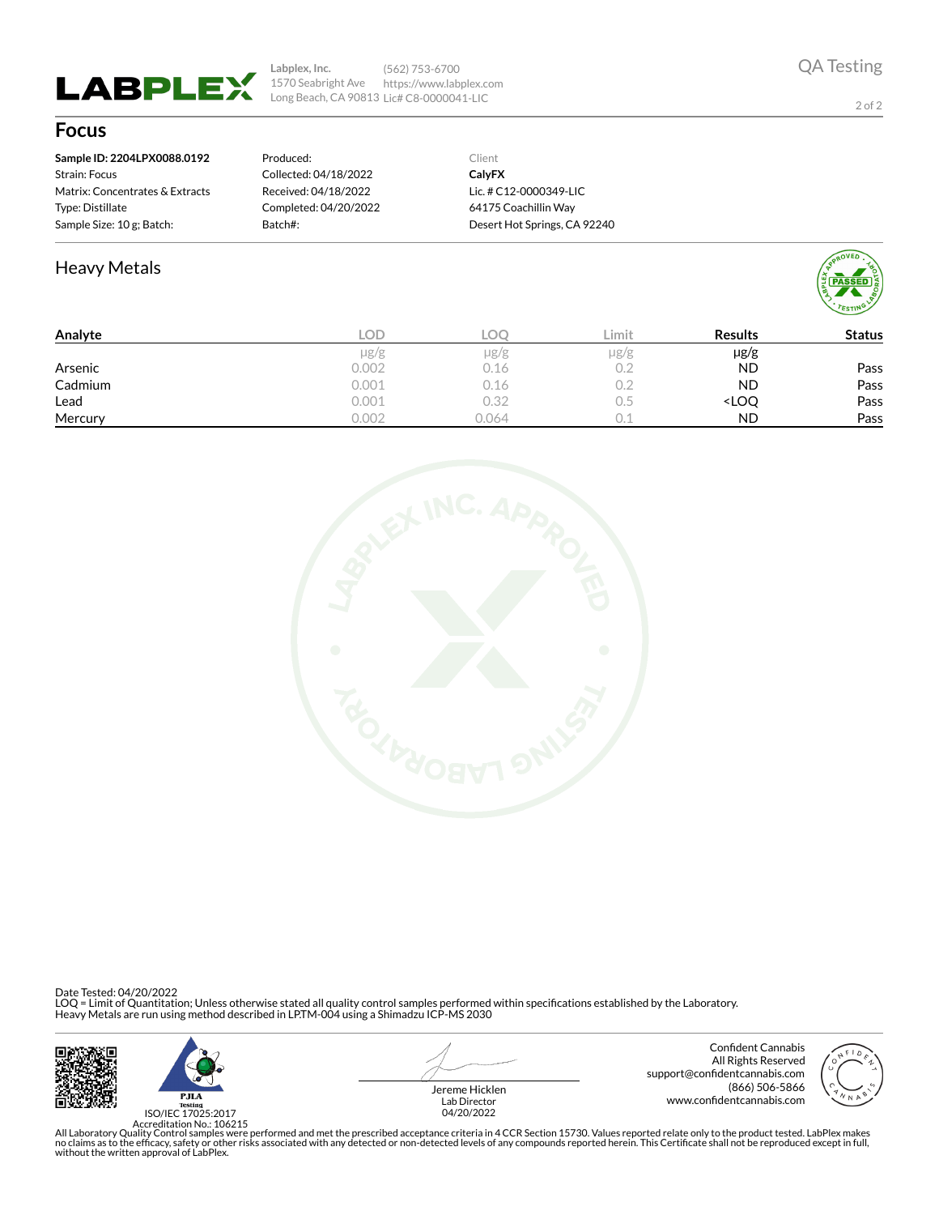Labplex, Inc.
1570 Seabright Ave
Long Beach, CA 90813
(562) 753-6700
https://www.labplex.com
Lic# C8-0000041-LIC

QA Testing

# Focus

| | | |
|---|---|---|
| **Sample ID: 2204LPX0088.0192** | Produced: | Client |
| Strain: Focus | Collected: 04/18/2022 | **CalyFX** |
| Matrix: Concentrates & Extracts | Received: 04/18/2022 | Lic. # C12-0000349-LIC |
| Type: Distillate | Completed: 04/20/2022 | 64175 Coachillin Way |
| Sample Size: 10 g; Batch: | Batch#: | Desert Hot Springs, CA 92240 |

## Heavy Metals

PASSED

| Analyte | LOD | LOQ | Limit | Results | Status |
|---|---|---|---|---|---|
| | μg/g | μg/g | μg/g | μg/g | |
| Arsenic | 0.002 | 0.16 | 0.2 | ND | Pass |
| Cadmium | 0.001 | 0.16 | 0.2 | ND | Pass |
| Lead | 0.001 | 0.32 | 0.5 | <LOQ | Pass |
| Mercury | 0.002 | 0.064 | 0.1 | ND | Pass |

Date Tested: 04/20/2022
LOQ = Limit of Quantitation; Unless otherwise stated all quality control samples performed within specifications established by the Laboratory.
Heavy Metals are run using method described in LP.TM-004 using a Shimadzu ICP-MS 2030

PJLA Testing
ISO/IEC 17025:2017
Accreditation No.: 106215

Jereme Hicklen
Lab Director
04/20/2022

Confident Cannabis
All Rights Reserved
support@confidentcannabis.com
(866) 506-5866
www.confidentcannabis.com

All Laboratory Quality Control samples were performed and met the prescribed acceptance criteria in 4 CCR Section 15730. Values reported relate only to the product tested. LabPlex makes no claims as to the efficacy, safety or other risks associated with any detected or non-detected levels of any compounds reported herein. This Certificate shall not be reproduced except in full, without the written approval of LabPlex.